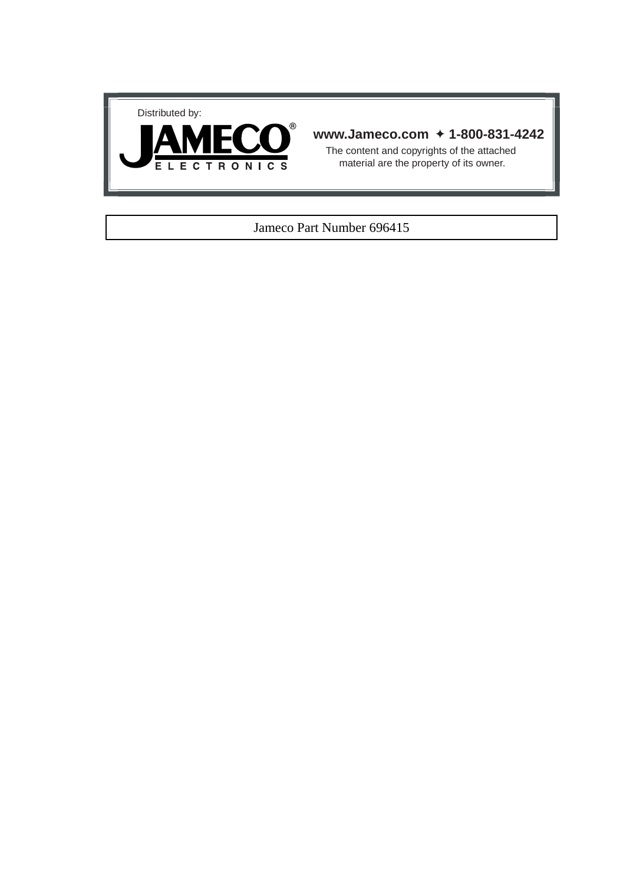Distributed by:

**JAMECO®**
ELECTRONICS

**www.Jameco.com ✦ 1-800-831-4242**

The content and copyrights of the attached material are the property of its owner.

Jameco Part Number 696415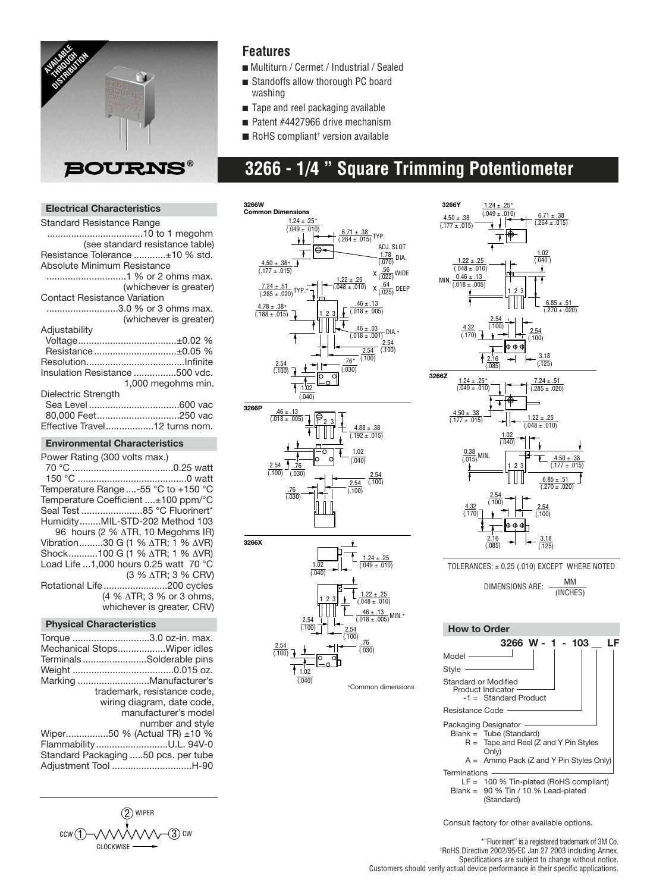AVAILABLE THROUGH DISTRIBUTION

BOURNS®

## Features

- Multiturn / Cermet / Industrial / Sealed
- Standoffs allow thorough PC board washing
- Tape and reel packaging available
- Patent #4427966 drive mechanism
- RoHS compliant† version available

# 3266 - 1/4 " Square Trimming Potentiometer

### Electrical Characteristics

Standard Resistance Range ....................................10 to 1 megohm (see standard resistance table)
Resistance Tolerance ............±10 % std.
Absolute Minimum Resistance ..............................1 % or 2 ohms max. (whichever is greater)
Contact Resistance Variation ...........................3.0 % or 3 ohms max. (whichever is greater)
Adjustability
Voltage.....................................±0.02 %
Resistance ...............................±0.05 %
Resolution.....................................Infinite
Insulation Resistance ................500 vdc. 1,000 megohms min.
Dielectric Strength
Sea Level ..................................600 vac
80,000 Feet...............................250 vac
Effective Travel..................12 turns nom.

### Environmental Characteristics

Power Rating (300 volts max.)
70 °C ......................................0.25 watt
150 °C .........................................0 watt
Temperature Range ....-55 °C to +150 °C
Temperature Coefficient ....±100 ppm/°C
Seal Test .......................85 °C Fluorinert*
Humidity........MIL-STD-202 Method 103 96 hours (2 % ΔTR, 10 Megohms IR)
Vibration.........30 G (1 % ΔTR; 1 % ΔVR)
Shock...........100 G (1 % ΔTR; 1 % ΔVR)
Load Life ...1,000 hours 0.25 watt 70 °C (3 % ΔTR; 3 % CRV)
Rotational Life........................200 cycles (4 % ΔTR; 3 % or 3 ohms, whichever is greater, CRV)

### Physical Characteristics

Torque .............................3.0 oz-in. max.
Mechanical Stops..................Wiper idles
Terminals ........................Solderable pins
Weight ......................................0.015 oz.
Marking ...........................Manufacturer's trademark, resistance code, wiring diagram, date code, manufacturer's model number and style
Wiper................50 % (Actual TR) ±10 %
Flammability...........................U.L. 94V-0
Standard Packaging .....50 pcs. per tube
Adjustment Tool ..............................H-90

CCW (1) (2) WIPER (3) CW
CLOCKWISE

3266W
Common Dimensions
1.24 ± .25* (.049 ± .010)
6.71 ± .38 (.264 ± .015) TYP.
ADJ. SLOT 1.78 (.070) DIA. X .56 (.022) WIDE X .64 (.025) DEEP
4.50 ± .38* (.177 ± .015)
1.22 ± .25 (.048 ± .010)
7.24 ± .51 (.285 ± .020) TYP.*
4.78 ± .38* (.188 ± .015)
.46 ± .13 (.018 ± .005)
.46 ± .03 (.018 ± .001) DIA.*
2.54 (.100)
2.54 (.100)
.76* (.030)
2.54 (.100)
1.02 (.040)

3266P
.46 ± .13 (.018 ± .005)
4.88 ± .38 (.192 ± .015)
1.02 (.040)
2.54 (.100) .76 (.030)
2.54 (.100)
2.54 (.100)
.76 (.030)

3266X
1.24 ± .25 (.049 ± .010)
1.02 (.040)
1.22 ± .25 (.048 ± .010)
.46 ± .13 (.018 ± .005) MIN.*
2.54 (.100)
2.54 (.100)
.76 (.030)
2.54 (.100)
1.02 (.040)

*Common dimensions

3266Y
1.24 ± .25* (.049 ± .010)
4.50 ± .38 (.177 ± .015)
6.71 ± .38 (.264 ± .015)
1.02 (.040)
1.22 ± .25 (.048 ± .010)
MIN. 0.46 ± .13 (.018 ± .005)
6.85 ± .51 (.270 ± .020)
2.54 (.100)
4.32 (.170)
2.54 (.100)
2.16 (.085)
3.18 (.125)

3266Z
1.24 ± .25* (.049 ± .010)
7.24 ± .51 (.285 ± .020)
4.50 ± .38 (.177 ± .015)
1.22 ± .25 (.048 ± .010)
1.02 (.040)
0.38 (.015) MIN.
4.50 ± .38 (.177 ± .015)
6.85 ± .51 (.270 ± .020)
2.54 (.100)
4.32 (.170)
2.54 (.100)
2.16 (.085)
3.18 (.125)

TOLERANCES: ± 0.25 (.010) EXCEPT WHERE NOTED

DIMENSIONS ARE: MM (INCHES)

### How to Order

**3266 W - 1 - 103 __ LF**

Model
Style
Standard or Modified Product Indicator
-1 = Standard Product
Resistance Code
Packaging Designator
Blank = Tube (Standard)
R = Tape and Reel (Z and Y Pin Styles Only)
A = Ammo Pack (Z and Y Pin Styles Only)
Terminations
LF = 100 % Tin-plated (RoHS compliant)
Blank = 90 % Tin / 10 % Lead-plated (Standard)

Consult factory for other available options.

*"Fluorinert" is a registered trademark of 3M Co.
†RoHS Directive 2002/95/EC Jan 27 2003 including Annex.
Specifications are subject to change without notice.
Customers should verify actual device performance in their specific applications.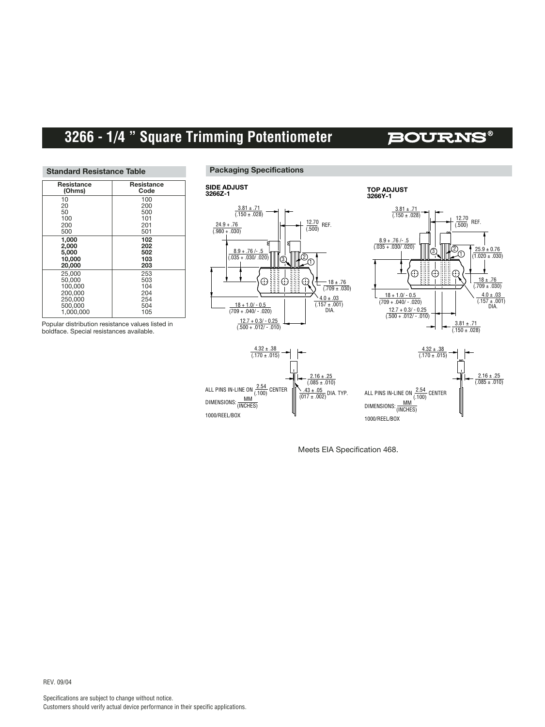# 3266 - 1/4 " Square Trimming Potentiometer

## Standard Resistance Table

| Resistance (Ohms) | Resistance Code |
|---|---|
| 10 | 100 |
| 20 | 200 |
| 50 | 500 |
| 100 | 101 |
| 200 | 201 |
| 500 | 501 |
| **1,000** | **102** |
| **2,000** | **202** |
| **5,000** | **502** |
| **10,000** | **103** |
| **20,000** | **203** |
| 25,000 | 253 |
| 50,000 | 503 |
| 100,000 | 104 |
| 200,000 | 204 |
| 250,000 | 254 |
| 500,000 | 504 |
| 1,000,000 | 105 |

Popular distribution resistance values listed in boldface. Special resistances available.

## Packaging Specifications

**SIDE ADJUST**
**3266Z-1**

3.81 ± .71 (.150 ± .028)
24.9 + .76 (.980 + .030)
12.70 (.500) REF.
8.9 + .76 /- .5 (.035 + .030/ .020)
18 ± .76 (.709 ± .030)
4.0 ± .03 (.157 ± .001) DIA.
18 + 1.0/ - 0.5 (709 + .040/ - .020)
12.7 + 0.3/ - 0.25 (.500 + .012/ - .010)
4.32 ± .38 (.170 ± .015)
2.16 ± .25 (.085 ± .010)
.43 ± .05 (017 ± .002) DIA. TYP.
ALL PINS IN-LINE ON 2.54 (.100) CENTER
DIMENSIONS: MM (INCHES)
1000/REEL/BOX

**TOP ADJUST**
**3266Y-1**

3.81 ± .71 (.150 ± .028)
12.70 (.500) REF.
8.9 + .76 /- .5 (.035 + .030/ .020)
25.9 ± 0.76 (1.020 ± .030)
18 ± .76 (.709 ± .030)
4.0 ± .03 (.157 ± .001) DIA.
18 + 1.0/ - 0.5 (709 + .040/ - .020)
12.7 + 0.3/ - 0.25 (.500 + .012/ - .010)
3.81 ± .71 (.150 ± .028)
4.32 ± .38 (.170 ± .015)
2.16 ± .25 (.085 ± .010)
ALL PINS IN-LINE ON 2.54 (.100) CENTER
DIMENSIONS: MM (INCHES)
1000/REEL/BOX

Meets EIA Specification 468.

REV. 09/04

Specifications are subject to change without notice.
Customers should verify actual device performance in their specific applications.